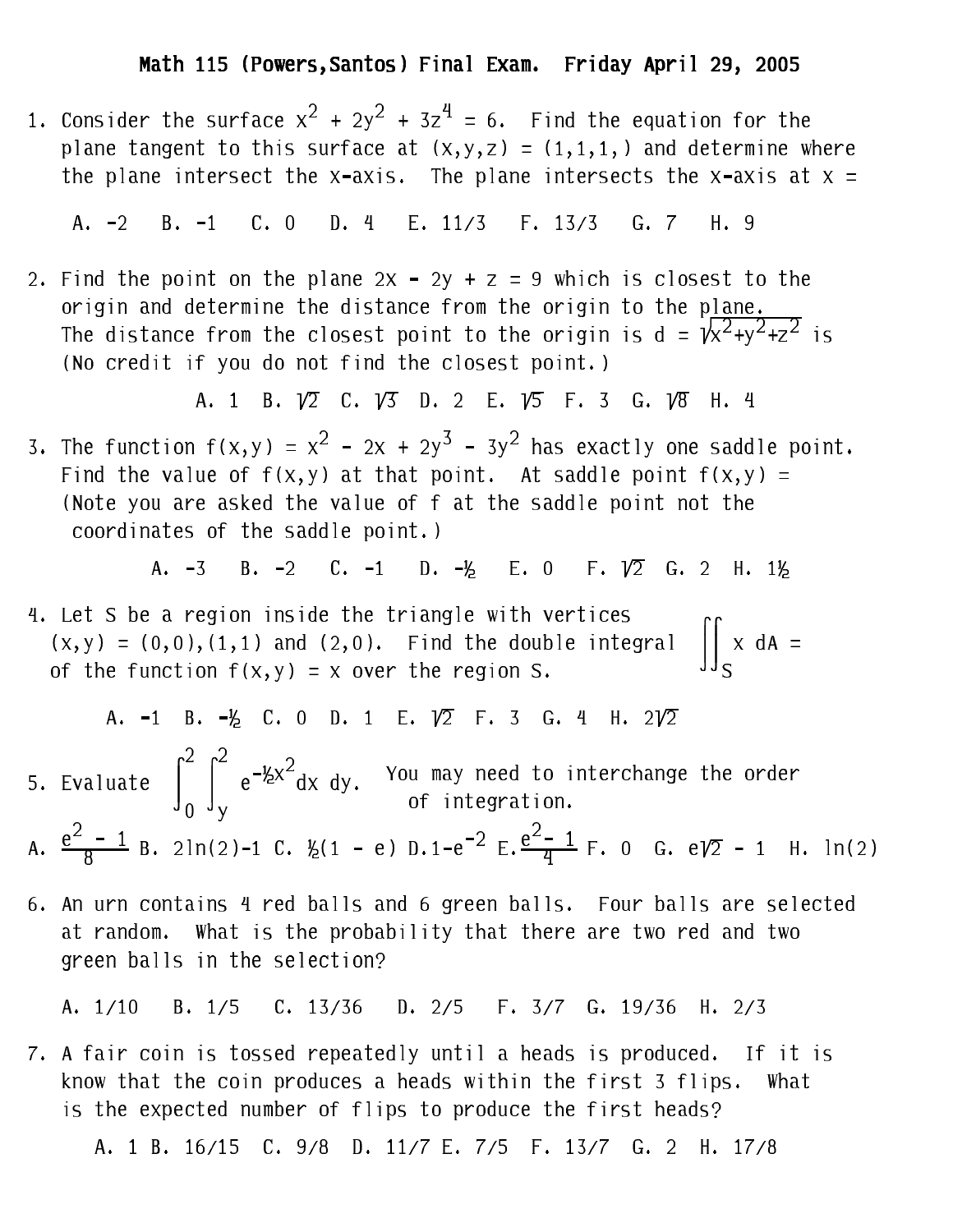# Math 115 (Powers, Santos) Final Exam. Friday April 29, 2005

1. Consider the surface $x^2 + 2y^2 + 3z^4 = 6$. Find the equation for the plane tangent to this surface at $(x,y,z) = (1,1,1,)$ and determine where the plane intersect the x-axis. The plane intersects the x-axis at x =

   A. -2  B. -1  C. 0  D. 4  E. 11/3  F. 13/3  G. 7  H. 9

2. Find the point on the plane $2x - 2y + z = 9$ which is closest to the origin and determine the distance from the origin to the plane. The distance from the closest point to the origin is $d = \sqrt{x^2+y^2+z^2}$ is (No credit if you do not find the closest point.)

   A. 1  B. $\sqrt{2}$  C. $\sqrt{3}$  D. 2  E. $\sqrt{5}$  F. 3  G. $\sqrt{8}$  H. 4

3. The function $f(x,y) = x^2 - 2x + 2y^3 - 3y^2$ has exactly one saddle point. Find the value of $f(x,y)$ at that point. At saddle point $f(x,y)$ = (Note you are asked the value of f at the saddle point not the coordinates of the saddle point.)

   A. -3  B. -2  C. -1  D. $-\frac{1}{2}$  E. 0  F. $\sqrt{2}$  G. 2  H. $1\frac{1}{2}$

4. Let S be a region inside the triangle with vertices $(x,y) = (0,0),(1,1)$ and $(2,0)$. Find the double integral of the function $f(x,y) = x$ over the region S. $\iint_S x \, dA =$

   A. -1  B. $-\frac{1}{2}$  C. 0  D. 1  E. $\sqrt{2}$  F. 3  G. 4  H. $2\sqrt{2}$

5. Evaluate $\displaystyle\int_0^2 \int_y^2 e^{-\frac{1}{2}x^2} dx\, dy$. You may need to interchange the order of integration.

   A. $\frac{e^2 - 1}{8}$ B. $2\ln(2)-1$ C. $\frac{1}{2}(1 - e)$ D. $1-e^{-2}$ E. $\frac{e^2 - 1}{4}$ F. 0  G. $e\sqrt{2} - 1$  H. $\ln(2)$

6. An urn contains 4 red balls and 6 green balls. Four balls are selected at random. What is the probability that there are two red and two green balls in the selection?

   A. 1/10  B. 1/5  C. 13/36  D. 2/5  F. 3/7  G. 19/36  H. 2/3

7. A fair coin is tossed repeatedly until a heads is produced. If it is know that the coin produces a heads within the first 3 flips. What is the expected number of flips to produce the first heads?

   A. 1 B. 16/15  C. 9/8  D. 11/7 E. 7/5  F. 13/7  G. 2  H. 17/8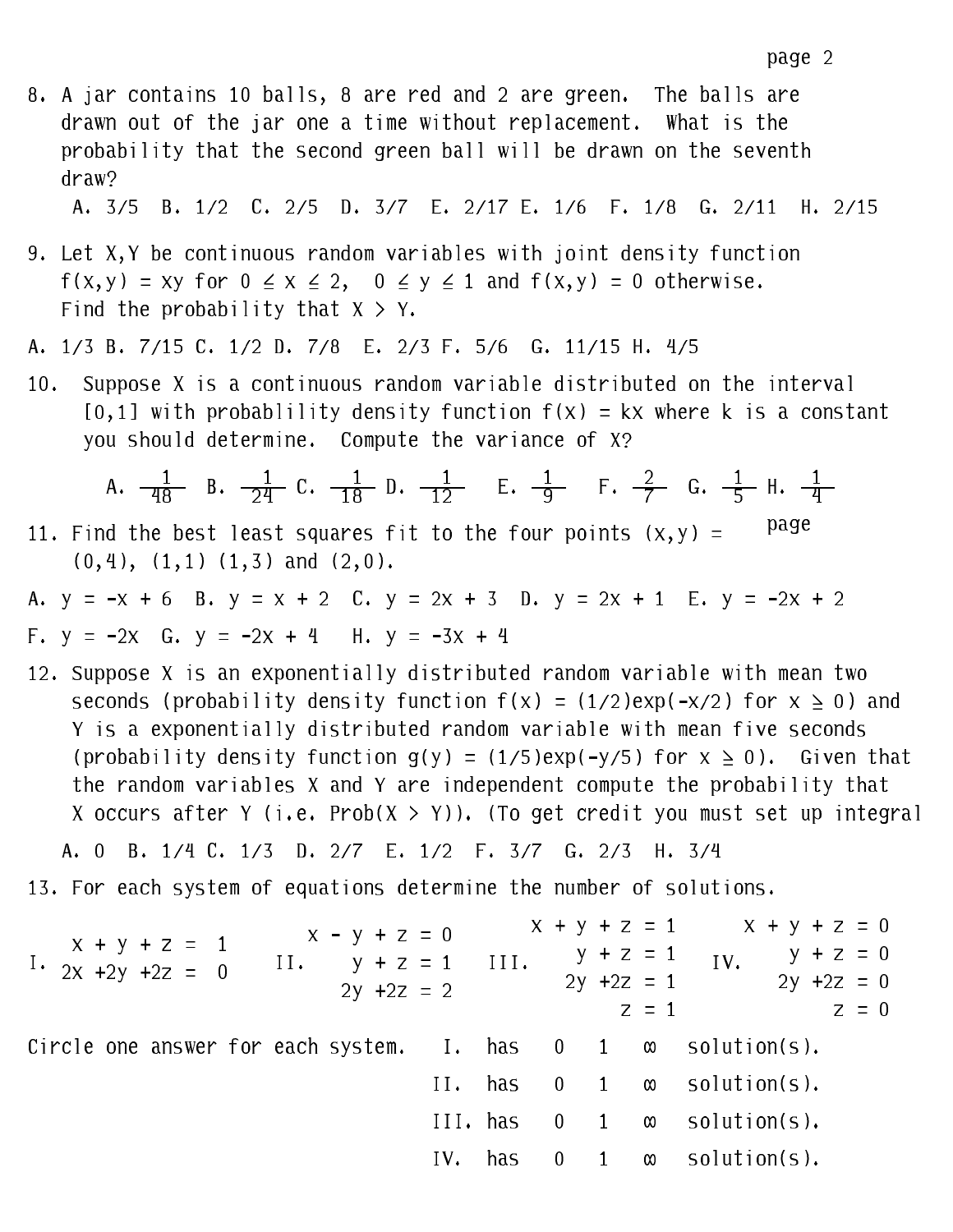8. A jar contains 10 balls, 8 are red and 2 are green. The balls are drawn out of the jar one a time without replacement. What is the probability that the second green ball will be drawn on the seventh draw?

   A. 3/5  B. 1/2  C. 2/5  D. 3/7  E. 2/17 E. 1/6  F. 1/8  G. 2/11  H. 2/15

9. Let X,Y be continuous random variables with joint density function $f(x,y) = xy$ for $0 \leq x \leq 2$, $0 \leq y \leq 1$ and $f(x,y) = 0$ otherwise. Find the probability that $X > Y$.

A. 1/3 B. 7/15 C. 1/2 D. 7/8 E. 2/3 F. 5/6 G. 11/15 H. 4/5

10. Suppose X is a continuous random variable distributed on the interval [0,1] with probablility density function $f(x) = kx$ where k is a constant you should determine. Compute the variance of X?

    A. $\frac{1}{48}$ B. $\frac{1}{24}$ C. $\frac{1}{18}$ D. $\frac{1}{12}$ E. $\frac{1}{9}$ F. $\frac{2}{7}$ G. $\frac{1}{5}$ H. $\frac{1}{4}$

11. Find the best least squares fit to the four points $(x,y) =$ (0,4), (1,1) (1,3) and (2,0).

page

A. $y = -x + 6$  B. $y = x + 2$  C. $y = 2x + 3$  D. $y = 2x + 1$  E. $y = -2x + 2$

F. $y = -2x$  G. $y = -2x + 4$  H. $y = -3x + 4$

12. Suppose X is an exponentially distributed random variable with mean two seconds (probability density function $f(x) = (1/2)\exp(-x/2)$ for $x \geq 0$) and Y is a exponentially distributed random variable with mean five seconds (probability density function $g(y) = (1/5)\exp(-y/5)$ for $x \geq 0$). Given that the random variables X and Y are independent compute the probability that X occurs after Y (i.e. Prob($X > Y$)). (To get credit you must set up integral

   A. 0  B. 1/4 C. 1/3  D. 2/7  E. 1/2  F. 3/7  G. 2/3  H. 3/4

13. For each system of equations determine the number of solutions.

I. $\begin{aligned} x + y + z &= 1 \\ 2x + 2y + 2z &= 0 \end{aligned}$

II. $\begin{aligned} x - y + z &= 0 \\ y + z &= 1 \\ 2y + 2z &= 2 \end{aligned}$

III. $\begin{aligned} x + y + z &= 1 \\ y + z &= 1 \\ 2y + 2z &= 1 \\ z &= 1 \end{aligned}$

IV. $\begin{aligned} x + y + z &= 0 \\ y + z &= 0 \\ 2y + 2z &= 0 \\ z &= 0 \end{aligned}$

Circle one answer for each system.

I. has 0 1 $\infty$ solution(s).

II. has 0 1 $\infty$ solution(s).

III. has 0 1 $\infty$ solution(s).

IV. has 0 1 $\infty$ solution(s).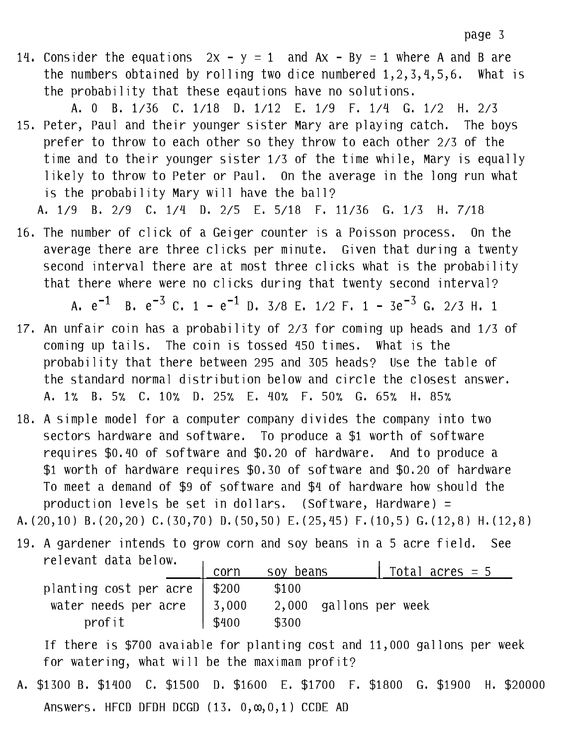14. Consider the equations $2x - y = 1$ and $Ax - By = 1$ where A and B are the numbers obtained by rolling two dice numbered 1,2,3,4,5,6. What is the probability that these eqautions have no solutions.

    A. 0 B. 1/36 C. 1/18 D. 1/12 E. 1/9 F. 1/4 G. 1/2 H. 2/3

15. Peter, Paul and their younger sister Mary are playing catch. The boys prefer to throw to each other so they throw to each other 2/3 of the time and to their younger sister 1/3 of the time while, Mary is equally likely to throw to Peter or Paul. On the average in the long run what is the probability Mary will have the ball?

    A. 1/9 B. 2/9 C. 1/4 D. 2/5 E. 5/18 F. 11/36 G. 1/3 H. 7/18

16. The number of click of a Geiger counter is a Poisson process. On the average there are three clicks per minute. Given that during a twenty second interval there are at most three clicks what is the probability that there where were no clicks during that twenty second interval?

    A. $e^{-1}$ B. $e^{-3}$ C. $1 - e^{-1}$ D. 3/8 E. 1/2 F. $1 - 3e^{-3}$ G. 2/3 H. 1

17. An unfair coin has a probability of 2/3 for coming up heads and 1/3 of coming up tails. The coin is tossed 450 times. What is the probability that there between 295 and 305 heads? Use the table of the standard normal distribution below and circle the closest answer.

    A. 1% B. 5% C. 10% D. 25% E. 40% F. 50% G. 65% H. 85%

18. A simple model for a computer company divides the company into two sectors hardware and software. To produce a \$1 worth of software requires \$0.40 of software and \$0.20 of hardware. And to produce a \$1 worth of hardware requires \$0.30 of software and \$0.20 of hardware To meet a demand of \$9 of software and \$4 of hardware how should the production levels be set in dollars. (Software, Hardware) =

    A.(20,10) B.(20,20) C.(30,70) D.(50,50) E.(25,45) F.(10,5) G.(12,8) H.(12,8)

19. A gardener intends to grow corn and soy beans in a 5 acre field. See relevant data below.

| | corn | soy beans | Total acres = 5 |
|---|---|---|---|
| planting cost per acre | \$200 | \$100 | |
| water needs per acre | 3,000 | 2,000 | gallons per week |
| profit | \$400 | \$300 | |

    If there is \$700 avaiable for planting cost and 11,000 gallons per week for watering, what will be the maximam profit?

    A. \$1300 B. \$1400 C. \$1500 D. \$1600 E. \$1700 F. \$1800 G. \$1900 H. \$20000

Answers. HFCD DFDH DCGD (13. $0, \infty, 0, 1$) CCDE AD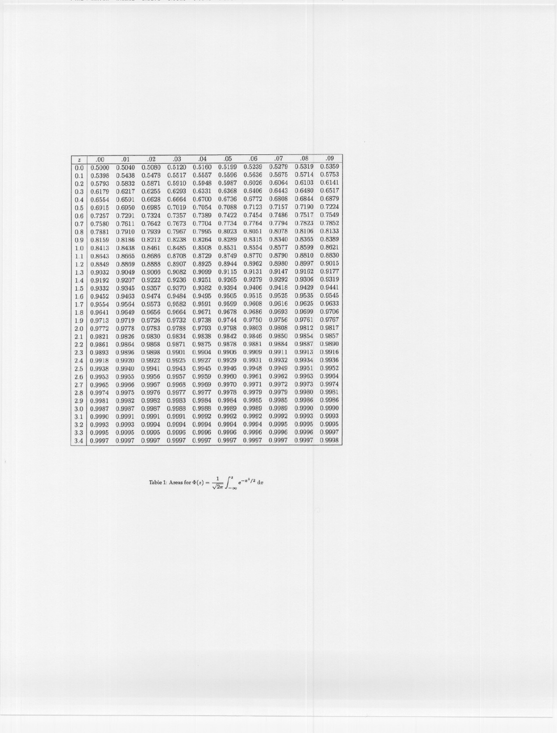| $z$ | .00 | .01 | .02 | .03 | .04 | .05 | .06 | .07 | .08 | .09 |
|---|---|---|---|---|---|---|---|---|---|---|
| 0.0 | 0.5000 | 0.5040 | 0.5080 | 0.5120 | 0.5160 | 0.5199 | 0.5239 | 0.5279 | 0.5319 | 0.5359 |
| 0.1 | 0.5398 | 0.5438 | 0.5478 | 0.5517 | 0.5557 | 0.5596 | 0.5636 | 0.5675 | 0.5714 | 0.5753 |
| 0.2 | 0.5793 | 0.5832 | 0.5871 | 0.5910 | 0.5948 | 0.5987 | 0.6026 | 0.6064 | 0.6103 | 0.6141 |
| 0.3 | 0.6179 | 0.6217 | 0.6255 | 0.6293 | 0.6331 | 0.6368 | 0.6406 | 0.6443 | 0.6480 | 0.6517 |
| 0.4 | 0.6554 | 0.6591 | 0.6628 | 0.6664 | 0.6700 | 0.6736 | 0.6772 | 0.6808 | 0.6844 | 0.6879 |
| 0.5 | 0.6915 | 0.6950 | 0.6985 | 0.7019 | 0.7054 | 0.7088 | 0.7123 | 0.7157 | 0.7190 | 0.7224 |
| 0.6 | 0.7257 | 0.7291 | 0.7324 | 0.7357 | 0.7389 | 0.7422 | 0.7454 | 0.7486 | 0.7517 | 0.7549 |
| 0.7 | 0.7580 | 0.7611 | 0.7642 | 0.7673 | 0.7704 | 0.7734 | 0.7764 | 0.7794 | 0.7823 | 0.7852 |
| 0.8 | 0.7881 | 0.7910 | 0.7939 | 0.7967 | 0.7995 | 0.8023 | 0.8051 | 0.8078 | 0.8106 | 0.8133 |
| 0.9 | 0.8159 | 0.8186 | 0.8212 | 0.8238 | 0.8264 | 0.8289 | 0.8315 | 0.8340 | 0.8365 | 0.8389 |
| 1.0 | 0.8413 | 0.8438 | 0.8461 | 0.8485 | 0.8508 | 0.8531 | 0.8554 | 0.8577 | 0.8599 | 0.8621 |
| 1.1 | 0.8643 | 0.8665 | 0.8686 | 0.8708 | 0.8729 | 0.8749 | 0.8770 | 0.8790 | 0.8810 | 0.8830 |
| 1.2 | 0.8849 | 0.8869 | 0.8888 | 0.8907 | 0.8925 | 0.8944 | 0.8962 | 0.8980 | 0.8997 | 0.9015 |
| 1.3 | 0.9032 | 0.9049 | 0.9066 | 0.9082 | 0.9099 | 0.9115 | 0.9131 | 0.9147 | 0.9162 | 0.9177 |
| 1.4 | 0.9192 | 0.9207 | 0.9222 | 0.9236 | 0.9251 | 0.9265 | 0.9279 | 0.9292 | 0.9306 | 0.9319 |
| 1.5 | 0.9332 | 0.9345 | 0.9357 | 0.9370 | 0.9382 | 0.9394 | 0.9406 | 0.9418 | 0.9429 | 0.9441 |
| 1.6 | 0.9452 | 0.9463 | 0.9474 | 0.9484 | 0.9495 | 0.9505 | 0.9515 | 0.9525 | 0.9535 | 0.9545 |
| 1.7 | 0.9554 | 0.9564 | 0.9573 | 0.9582 | 0.9591 | 0.9599 | 0.9608 | 0.9616 | 0.9625 | 0.9633 |
| 1.8 | 0.9641 | 0.9649 | 0.9656 | 0.9664 | 0.9671 | 0.9678 | 0.9686 | 0.9693 | 0.9699 | 0.9706 |
| 1.9 | 0.9713 | 0.9719 | 0.9726 | 0.9732 | 0.9738 | 0.9744 | 0.9750 | 0.9756 | 0.9761 | 0.9767 |
| 2.0 | 0.9772 | 0.9778 | 0.9783 | 0.9788 | 0.9793 | 0.9798 | 0.9803 | 0.9808 | 0.9812 | 0.9817 |
| 2.1 | 0.9821 | 0.9826 | 0.9830 | 0.9834 | 0.9838 | 0.9842 | 0.9846 | 0.9850 | 0.9854 | 0.9857 |
| 2.2 | 0.9861 | 0.9864 | 0.9868 | 0.9871 | 0.9875 | 0.9878 | 0.9881 | 0.9884 | 0.9887 | 0.9890 |
| 2.3 | 0.9893 | 0.9896 | 0.9898 | 0.9901 | 0.9904 | 0.9906 | 0.9909 | 0.9911 | 0.9913 | 0.9916 |
| 2.4 | 0.9918 | 0.9920 | 0.9922 | 0.9925 | 0.9927 | 0.9929 | 0.9931 | 0.9932 | 0.9934 | 0.9936 |
| 2.5 | 0.9938 | 0.9940 | 0.9941 | 0.9943 | 0.9945 | 0.9946 | 0.9948 | 0.9949 | 0.9951 | 0.9952 |
| 2.6 | 0.9953 | 0.9955 | 0.9956 | 0.9957 | 0.9959 | 0.9960 | 0.9961 | 0.9962 | 0.9963 | 0.9964 |
| 2.7 | 0.9965 | 0.9966 | 0.9967 | 0.9968 | 0.9969 | 0.9970 | 0.9971 | 0.9972 | 0.9973 | 0.9974 |
| 2.8 | 0.9974 | 0.9975 | 0.9976 | 0.9977 | 0.9977 | 0.9978 | 0.9979 | 0.9979 | 0.9980 | 0.9981 |
| 2.9 | 0.9981 | 0.9982 | 0.9982 | 0.9983 | 0.9984 | 0.9984 | 0.9985 | 0.9985 | 0.9986 | 0.9986 |
| 3.0 | 0.9987 | 0.9987 | 0.9987 | 0.9988 | 0.9988 | 0.9989 | 0.9989 | 0.9989 | 0.9990 | 0.9990 |
| 3.1 | 0.9990 | 0.9991 | 0.9991 | 0.9991 | 0.9992 | 0.9992 | 0.9992 | 0.9992 | 0.9993 | 0.9993 |
| 3.2 | 0.9993 | 0.9993 | 0.9994 | 0.9994 | 0.9994 | 0.9994 | 0.9994 | 0.9995 | 0.9995 | 0.9995 |
| 3.3 | 0.9995 | 0.9995 | 0.9995 | 0.9996 | 0.9996 | 0.9996 | 0.9996 | 0.9996 | 0.9996 | 0.9997 |
| 3.4 | 0.9997 | 0.9997 | 0.9997 | 0.9997 | 0.9997 | 0.9997 | 0.9997 | 0.9997 | 0.9997 | 0.9998 |

Table 1: Areas for $\Phi(z) = \frac{1}{\sqrt{2\pi}} \int_{-\infty}^{z} e^{-x^2/2}\, dx$